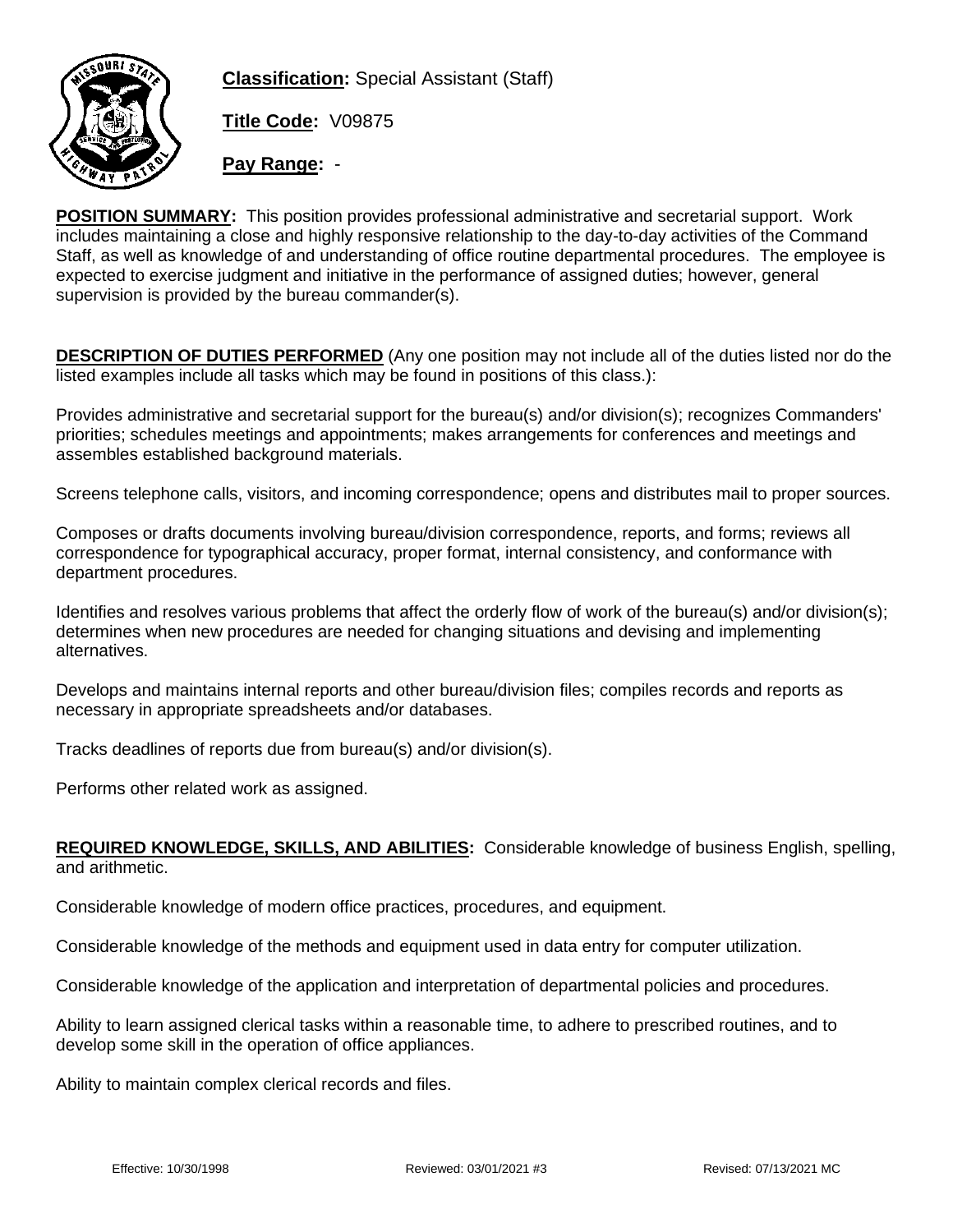**Classification:** Special Assistant (Staff)

**Title Code:** V09875

**Pay Range:** -

**POSITION SUMMARY:** This position provides professional administrative and secretarial support. Work includes maintaining a close and highly responsive relationship to the day-to-day activities of the Command Staff, as well as knowledge of and understanding of office routine departmental procedures. The employee is expected to exercise judgment and initiative in the performance of assigned duties; however, general supervision is provided by the bureau commander(s).

**DESCRIPTION OF DUTIES PERFORMED** (Any one position may not include all of the duties listed nor do the listed examples include all tasks which may be found in positions of this class.):

Provides administrative and secretarial support for the bureau(s) and/or division(s); recognizes Commanders' priorities; schedules meetings and appointments; makes arrangements for conferences and meetings and assembles established background materials.

Screens telephone calls, visitors, and incoming correspondence; opens and distributes mail to proper sources.

Composes or drafts documents involving bureau/division correspondence, reports, and forms; reviews all correspondence for typographical accuracy, proper format, internal consistency, and conformance with department procedures.

Identifies and resolves various problems that affect the orderly flow of work of the bureau(s) and/or division(s); determines when new procedures are needed for changing situations and devising and implementing alternatives.

Develops and maintains internal reports and other bureau/division files; compiles records and reports as necessary in appropriate spreadsheets and/or databases.

Tracks deadlines of reports due from bureau(s) and/or division(s).

Performs other related work as assigned.

**REQUIRED KNOWLEDGE, SKILLS, AND ABILITIES:** Considerable knowledge of business English, spelling, and arithmetic.

Considerable knowledge of modern office practices, procedures, and equipment.

Considerable knowledge of the methods and equipment used in data entry for computer utilization.

Considerable knowledge of the application and interpretation of departmental policies and procedures.

Ability to learn assigned clerical tasks within a reasonable time, to adhere to prescribed routines, and to develop some skill in the operation of office appliances.

Ability to maintain complex clerical records and files.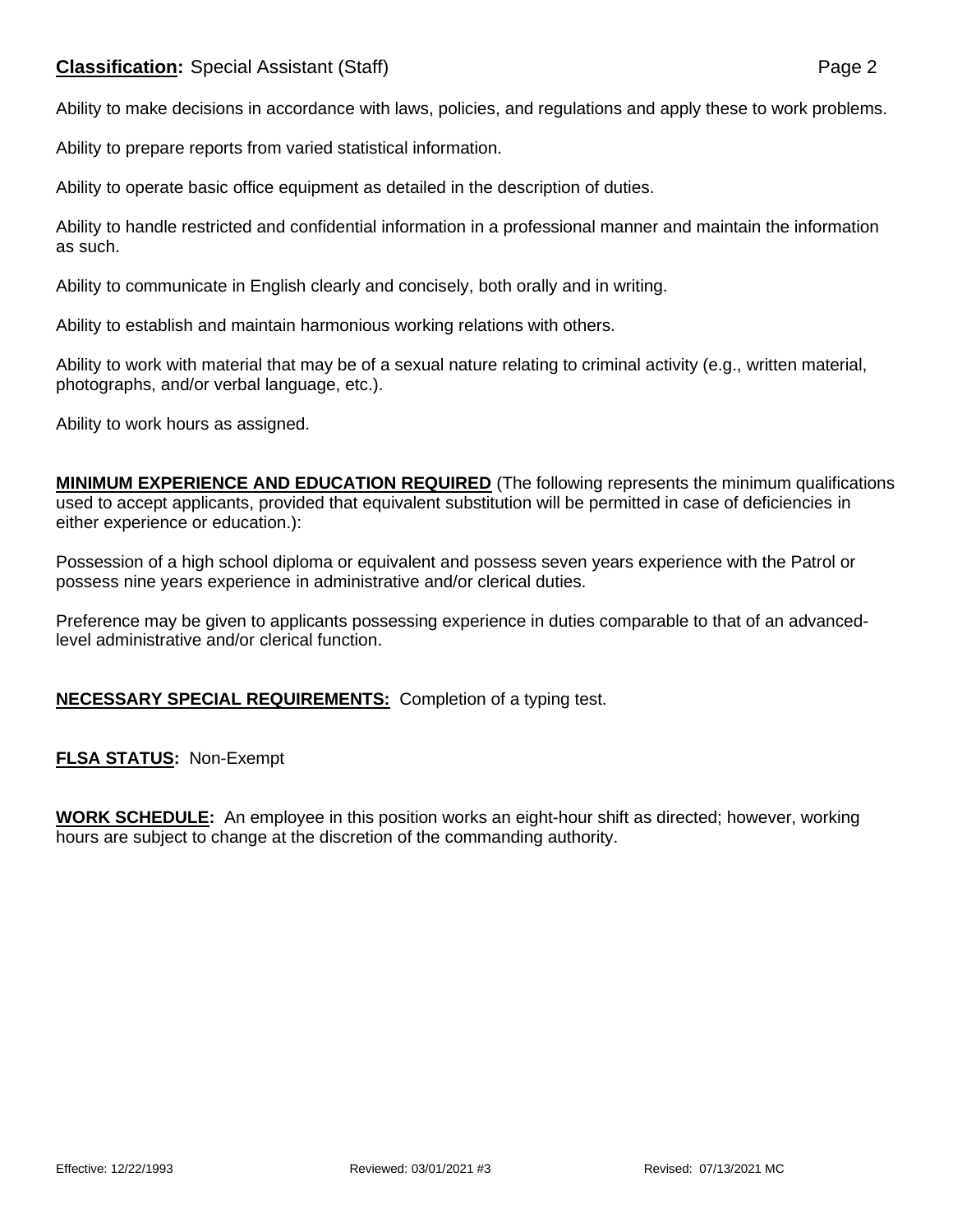Ability to make decisions in accordance with laws, policies, and regulations and apply these to work problems.

Ability to prepare reports from varied statistical information.

Ability to operate basic office equipment as detailed in the description of duties.

Ability to handle restricted and confidential information in a professional manner and maintain the information as such.

Ability to communicate in English clearly and concisely, both orally and in writing.

Ability to establish and maintain harmonious working relations with others.

Ability to work with material that may be of a sexual nature relating to criminal activity (e.g., written material, photographs, and/or verbal language, etc.).

Ability to work hours as assigned.

**MINIMUM EXPERIENCE AND EDUCATION REQUIRED** (The following represents the minimum qualifications used to accept applicants, provided that equivalent substitution will be permitted in case of deficiencies in either experience or education.):

Possession of a high school diploma or equivalent and possess seven years experience with the Patrol or possess nine years experience in administrative and/or clerical duties.

Preference may be given to applicants possessing experience in duties comparable to that of an advanced-level administrative and/or clerical function.

**NECESSARY SPECIAL REQUIREMENTS:** Completion of a typing test.

**FLSA STATUS:** Non-Exempt

**WORK SCHEDULE:** An employee in this position works an eight-hour shift as directed; however, working hours are subject to change at the discretion of the commanding authority.

Effective: 12/22/1993 Reviewed: 03/01/2021 #3 Revised: 07/13/2021 MC